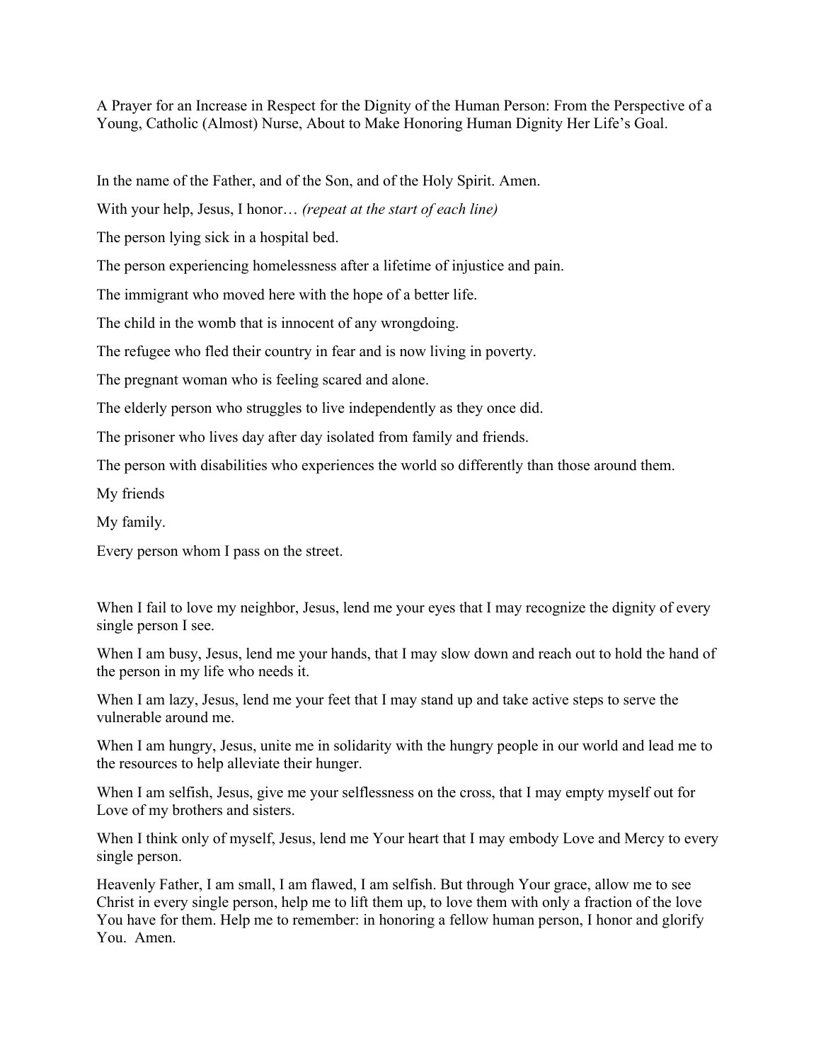A Prayer for an Increase in Respect for the Dignity of the Human Person: From the Perspective of a Young, Catholic (Almost) Nurse, About to Make Honoring Human Dignity Her Life's Goal.

In the name of the Father, and of the Son, and of the Holy Spirit. Amen.

With your help, Jesus, I honor… *(repeat at the start of each line)*

The person lying sick in a hospital bed.

The person experiencing homelessness after a lifetime of injustice and pain.

The immigrant who moved here with the hope of a better life.

The child in the womb that is innocent of any wrongdoing.

The refugee who fled their country in fear and is now living in poverty.

The pregnant woman who is feeling scared and alone.

The elderly person who struggles to live independently as they once did.

The prisoner who lives day after day isolated from family and friends.

The person with disabilities who experiences the world so differently than those around them.

My friends

My family.

Every person whom I pass on the street.

When I fail to love my neighbor, Jesus, lend me your eyes that I may recognize the dignity of every single person I see.

When I am busy, Jesus, lend me your hands, that I may slow down and reach out to hold the hand of the person in my life who needs it.

When I am lazy, Jesus, lend me your feet that I may stand up and take active steps to serve the vulnerable around me.

When I am hungry, Jesus, unite me in solidarity with the hungry people in our world and lead me to the resources to help alleviate their hunger.

When I am selfish, Jesus, give me your selflessness on the cross, that I may empty myself out for Love of my brothers and sisters.

When I think only of myself, Jesus, lend me Your heart that I may embody Love and Mercy to every single person.

Heavenly Father, I am small, I am flawed, I am selfish. But through Your grace, allow me to see Christ in every single person, help me to lift them up, to love them with only a fraction of the love You have for them. Help me to remember: in honoring a fellow human person, I honor and glorify You. Amen.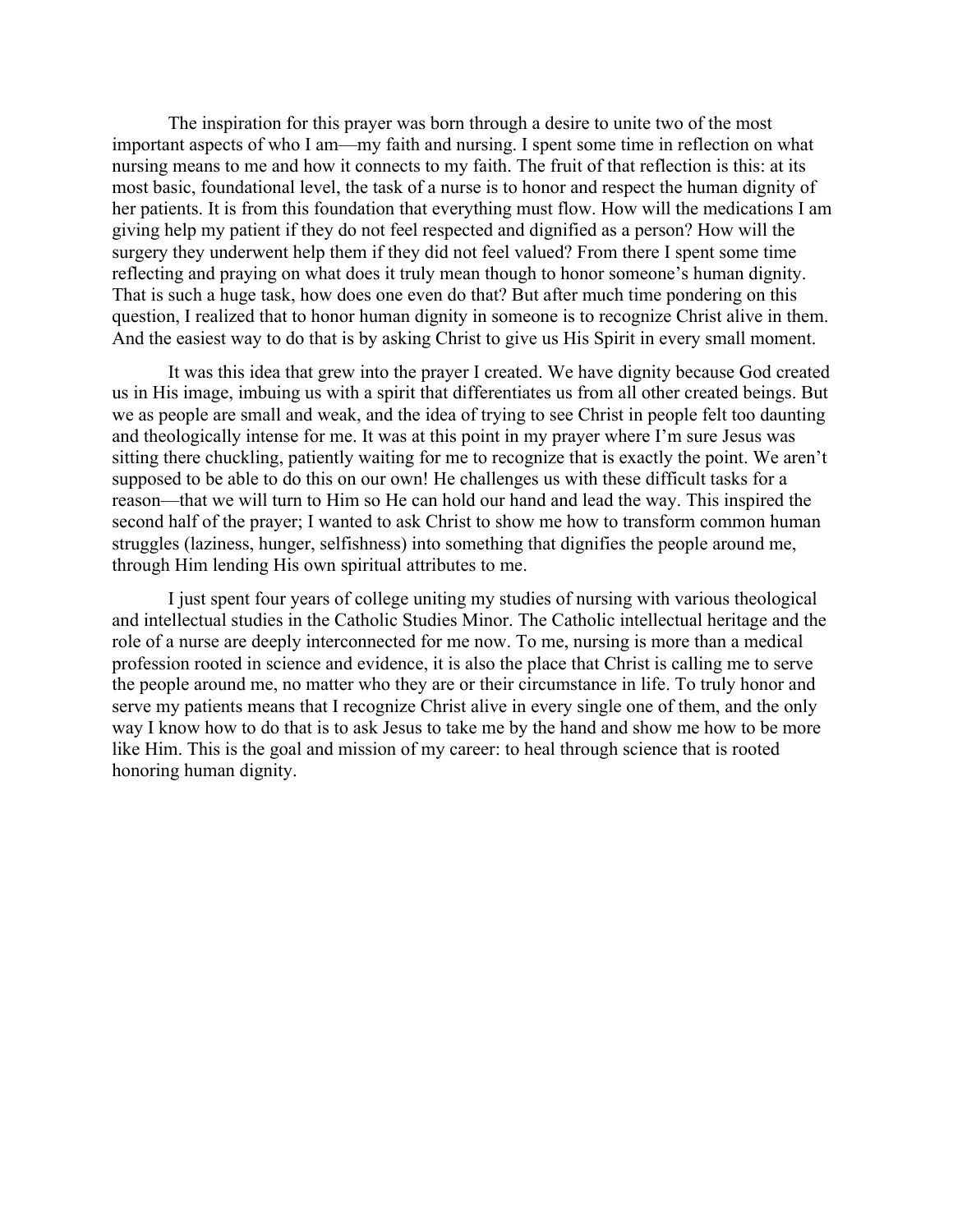The inspiration for this prayer was born through a desire to unite two of the most important aspects of who I am—my faith and nursing. I spent some time in reflection on what nursing means to me and how it connects to my faith. The fruit of that reflection is this: at its most basic, foundational level, the task of a nurse is to honor and respect the human dignity of her patients. It is from this foundation that everything must flow. How will the medications I am giving help my patient if they do not feel respected and dignified as a person? How will the surgery they underwent help them if they did not feel valued? From there I spent some time reflecting and praying on what does it truly mean though to honor someone's human dignity. That is such a huge task, how does one even do that? But after much time pondering on this question, I realized that to honor human dignity in someone is to recognize Christ alive in them. And the easiest way to do that is by asking Christ to give us His Spirit in every small moment.

It was this idea that grew into the prayer I created. We have dignity because God created us in His image, imbuing us with a spirit that differentiates us from all other created beings. But we as people are small and weak, and the idea of trying to see Christ in people felt too daunting and theologically intense for me. It was at this point in my prayer where I'm sure Jesus was sitting there chuckling, patiently waiting for me to recognize that is exactly the point. We aren't supposed to be able to do this on our own! He challenges us with these difficult tasks for a reason—that we will turn to Him so He can hold our hand and lead the way. This inspired the second half of the prayer; I wanted to ask Christ to show me how to transform common human struggles (laziness, hunger, selfishness) into something that dignifies the people around me, through Him lending His own spiritual attributes to me.

I just spent four years of college uniting my studies of nursing with various theological and intellectual studies in the Catholic Studies Minor. The Catholic intellectual heritage and the role of a nurse are deeply interconnected for me now. To me, nursing is more than a medical profession rooted in science and evidence, it is also the place that Christ is calling me to serve the people around me, no matter who they are or their circumstance in life. To truly honor and serve my patients means that I recognize Christ alive in every single one of them, and the only way I know how to do that is to ask Jesus to take me by the hand and show me how to be more like Him. This is the goal and mission of my career: to heal through science that is rooted honoring human dignity.